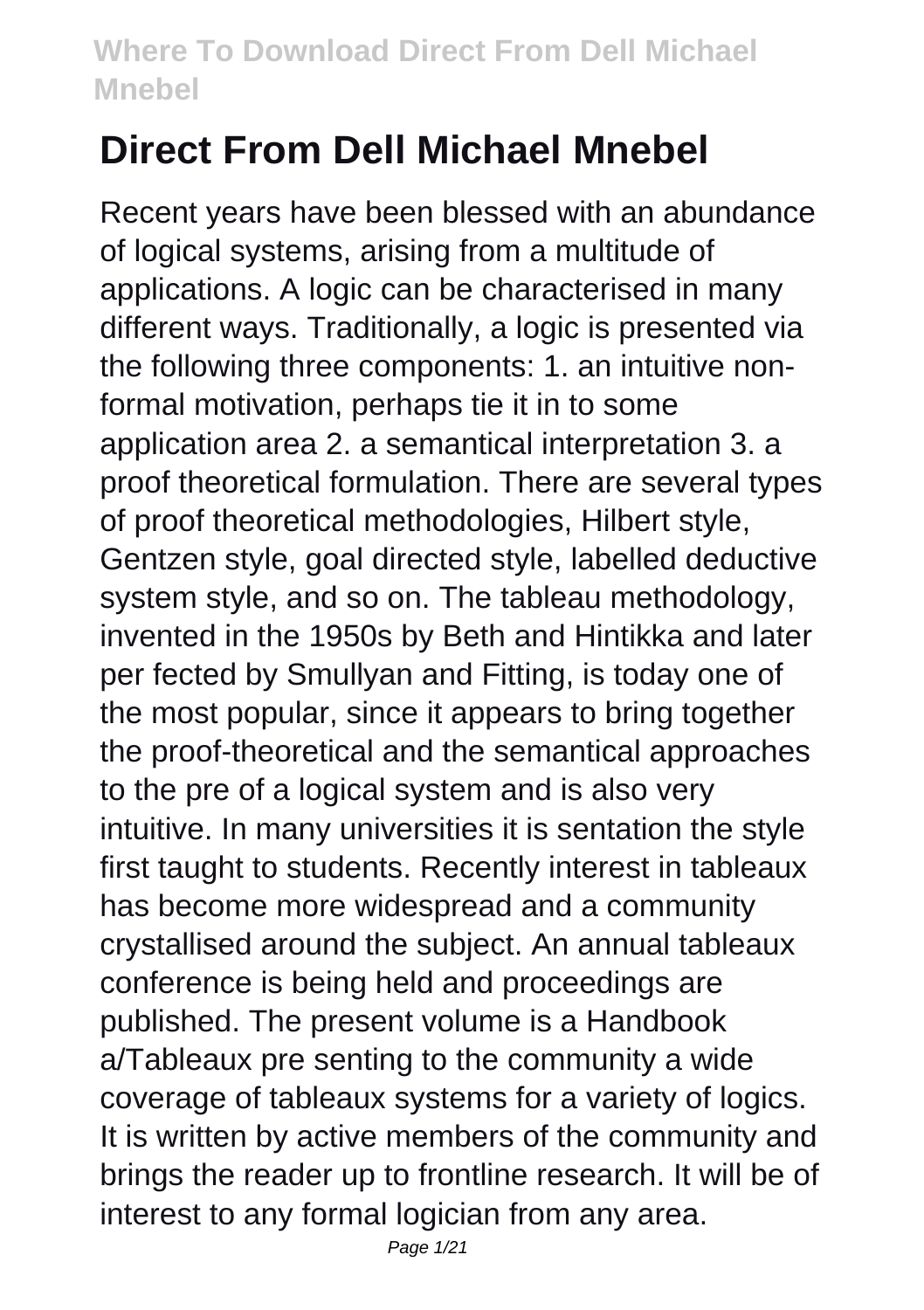# Direct From Dell Michael Mnebel

Recent years have been blessed with an abundance of logical systems, arising from a multitude of applications. A logic can be characterised in many different ways. Traditionally, a logic is presented via the following three components: 1. an intuitive non-formal motivation, perhaps tie it in to some application area 2. a semantical interpretation 3. a proof theoretical formulation. There are several types of proof theoretical methodologies, Hilbert style, Gentzen style, goal directed style, labelled deductive system style, and so on. The tableau methodology, invented in the 1950s by Beth and Hintikka and later per fected by Smullyan and Fitting, is today one of the most popular, since it appears to bring together the proof-theoretical and the semantical approaches to the pre of a logical system and is also very intuitive. In many universities it is sentation the style first taught to students. Recently interest in tableaux has become more widespread and a community crystallised around the subject. An annual tableaux conference is being held and proceedings are published. The present volume is a Handbook a/Tableaux pre senting to the community a wide coverage of tableaux systems for a variety of logics. It is written by active members of the community and brings the reader up to frontline research. It will be of interest to any formal logician from any area.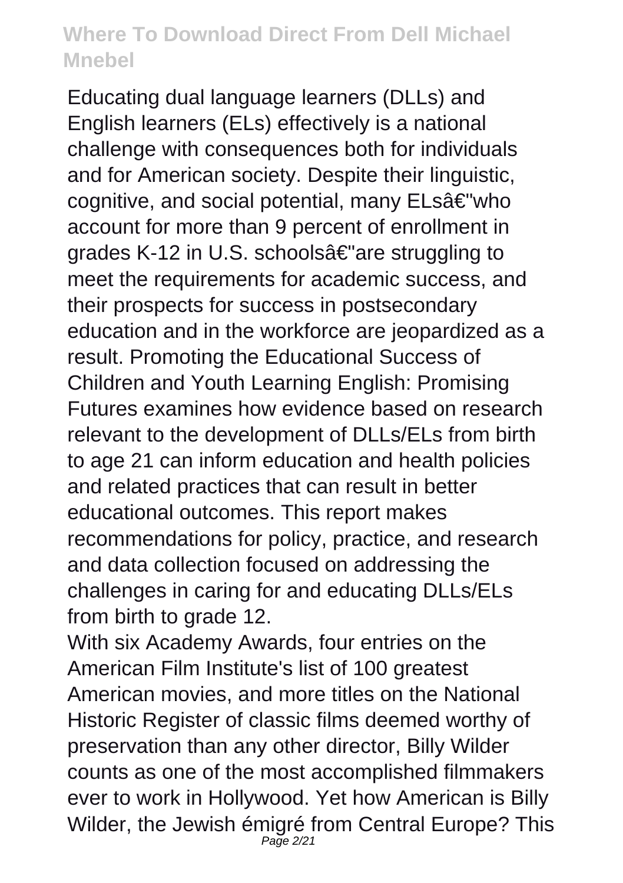Educating dual language learners (DLLs) and English learners (ELs) effectively is a national challenge with consequences both for individuals and for American society. Despite their linguistic, cognitive, and social potential, many ELsâ€"who account for more than 9 percent of enrollment in grades K-12 in U.S. schoolsâ€"are struggling to meet the requirements for academic success, and their prospects for success in postsecondary education and in the workforce are jeopardized as a result. Promoting the Educational Success of Children and Youth Learning English: Promising Futures examines how evidence based on research relevant to the development of DLLs/ELs from birth to age 21 can inform education and health policies and related practices that can result in better educational outcomes. This report makes recommendations for policy, practice, and research and data collection focused on addressing the challenges in caring for and educating DLLs/ELs from birth to grade 12.

With six Academy Awards, four entries on the American Film Institute's list of 100 greatest American movies, and more titles on the National Historic Register of classic films deemed worthy of preservation than any other director, Billy Wilder counts as one of the most accomplished filmmakers ever to work in Hollywood. Yet how American is Billy Wilder, the Jewish émigré from Central Europe? This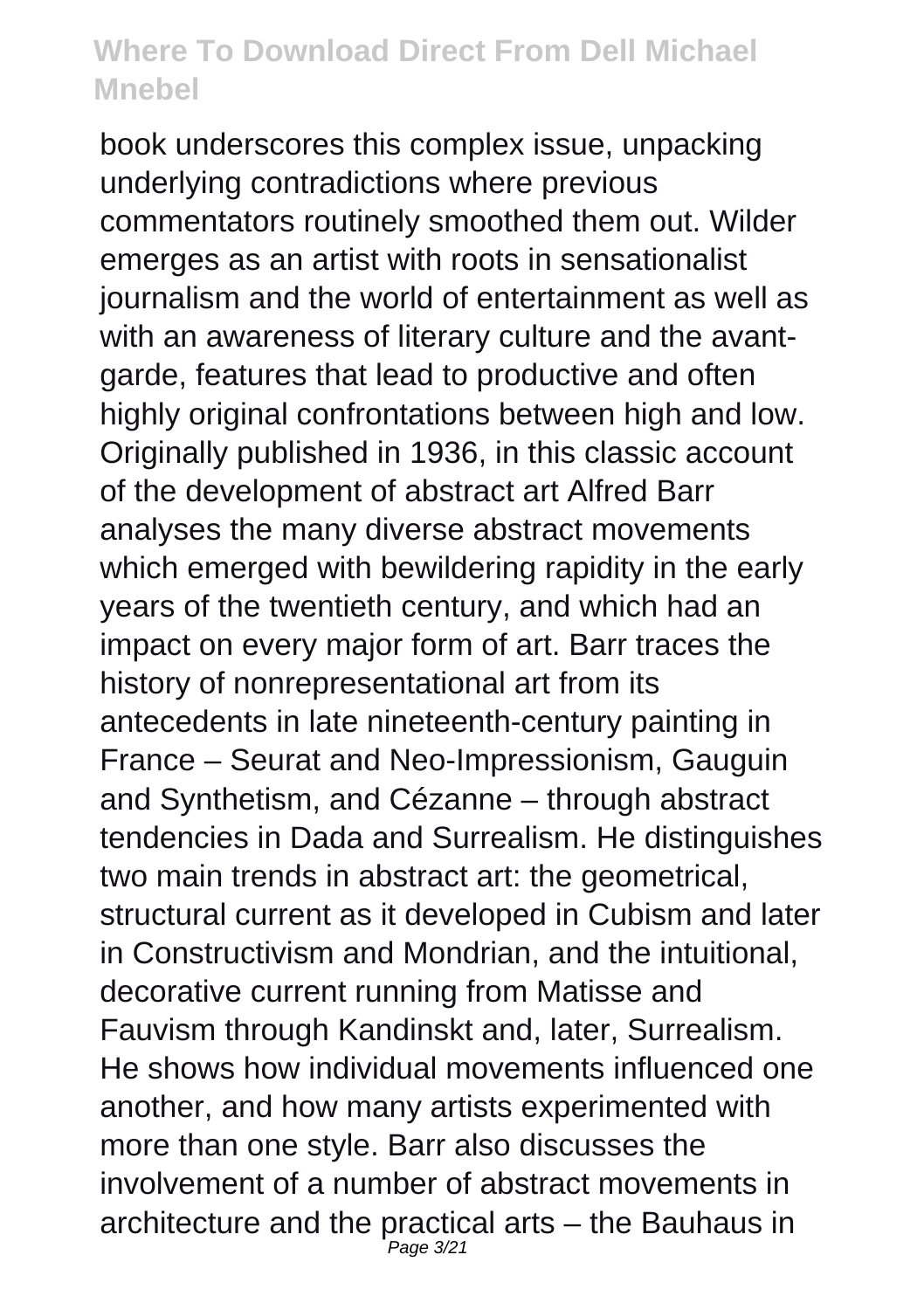book underscores this complex issue, unpacking underlying contradictions where previous commentators routinely smoothed them out. Wilder emerges as an artist with roots in sensationalist journalism and the world of entertainment as well as with an awareness of literary culture and the avant-garde, features that lead to productive and often highly original confrontations between high and low.

Originally published in 1936, in this classic account of the development of abstract art Alfred Barr analyses the many diverse abstract movements which emerged with bewildering rapidity in the early years of the twentieth century, and which had an impact on every major form of art. Barr traces the history of nonrepresentational art from its antecedents in late nineteenth-century painting in France – Seurat and Neo-Impressionism, Gauguin and Synthetism, and Cézanne – through abstract tendencies in Dada and Surrealism. He distinguishes two main trends in abstract art: the geometrical, structural current as it developed in Cubism and later in Constructivism and Mondrian, and the intuitional, decorative current running from Matisse and Fauvism through Kandinskt and, later, Surrealism. He shows how individual movements influenced one another, and how many artists experimented with more than one style. Barr also discusses the involvement of a number of abstract movements in architecture and the practical arts – the Bauhaus in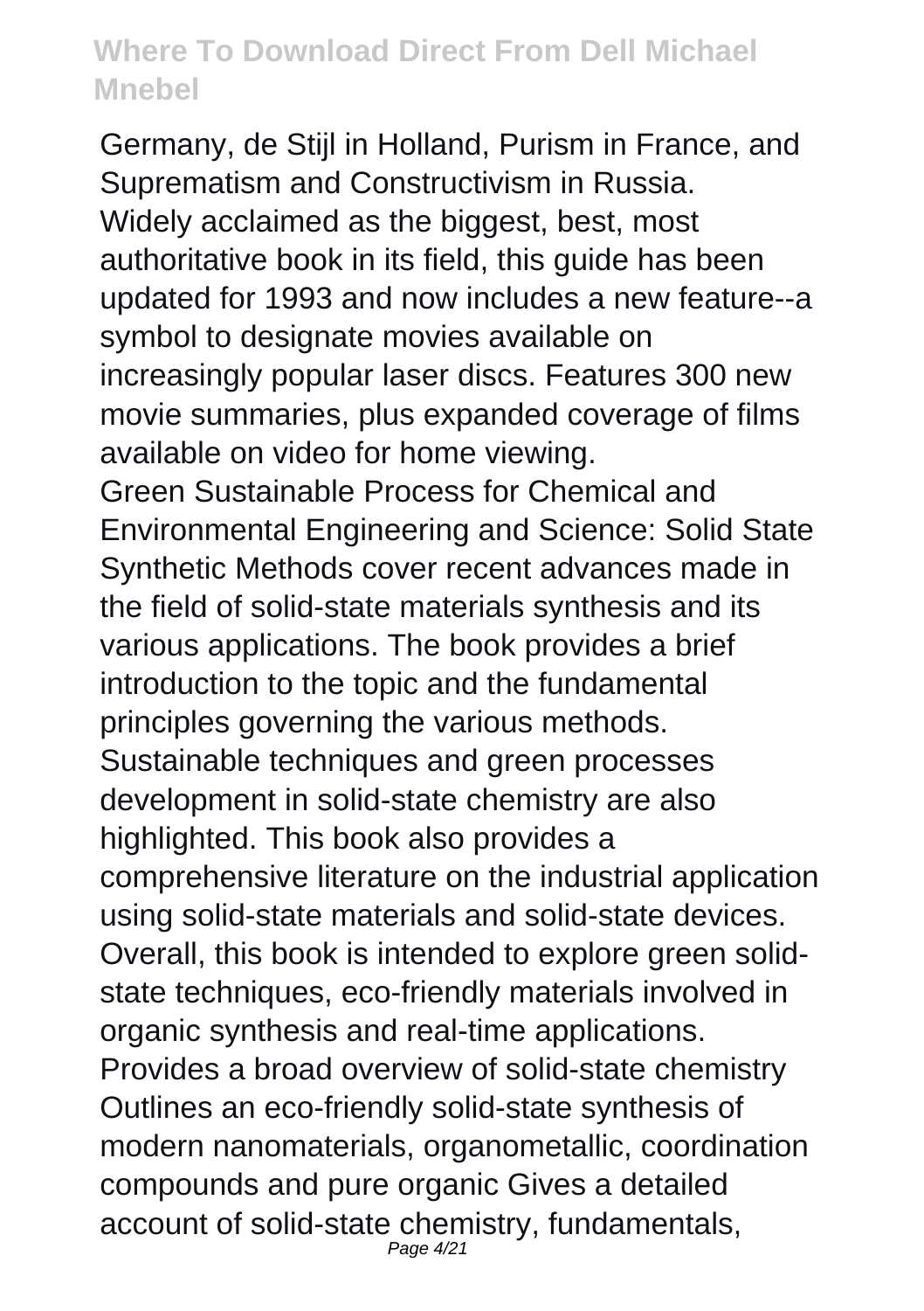Germany, de Stijl in Holland, Purism in France, and Suprematism and Constructivism in Russia.

Widely acclaimed as the biggest, best, most authoritative book in its field, this guide has been updated for 1993 and now includes a new feature--a symbol to designate movies available on increasingly popular laser discs. Features 300 new movie summaries, plus expanded coverage of films available on video for home viewing.

Green Sustainable Process for Chemical and Environmental Engineering and Science: Solid State Synthetic Methods cover recent advances made in the field of solid-state materials synthesis and its various applications. The book provides a brief introduction to the topic and the fundamental principles governing the various methods. Sustainable techniques and green processes development in solid-state chemistry are also highlighted. This book also provides a comprehensive literature on the industrial application using solid-state materials and solid-state devices. Overall, this book is intended to explore green solid-state techniques, eco-friendly materials involved in organic synthesis and real-time applications. Provides a broad overview of solid-state chemistry Outlines an eco-friendly solid-state synthesis of modern nanomaterials, organometallic, coordination compounds and pure organic Gives a detailed account of solid-state chemistry, fundamentals,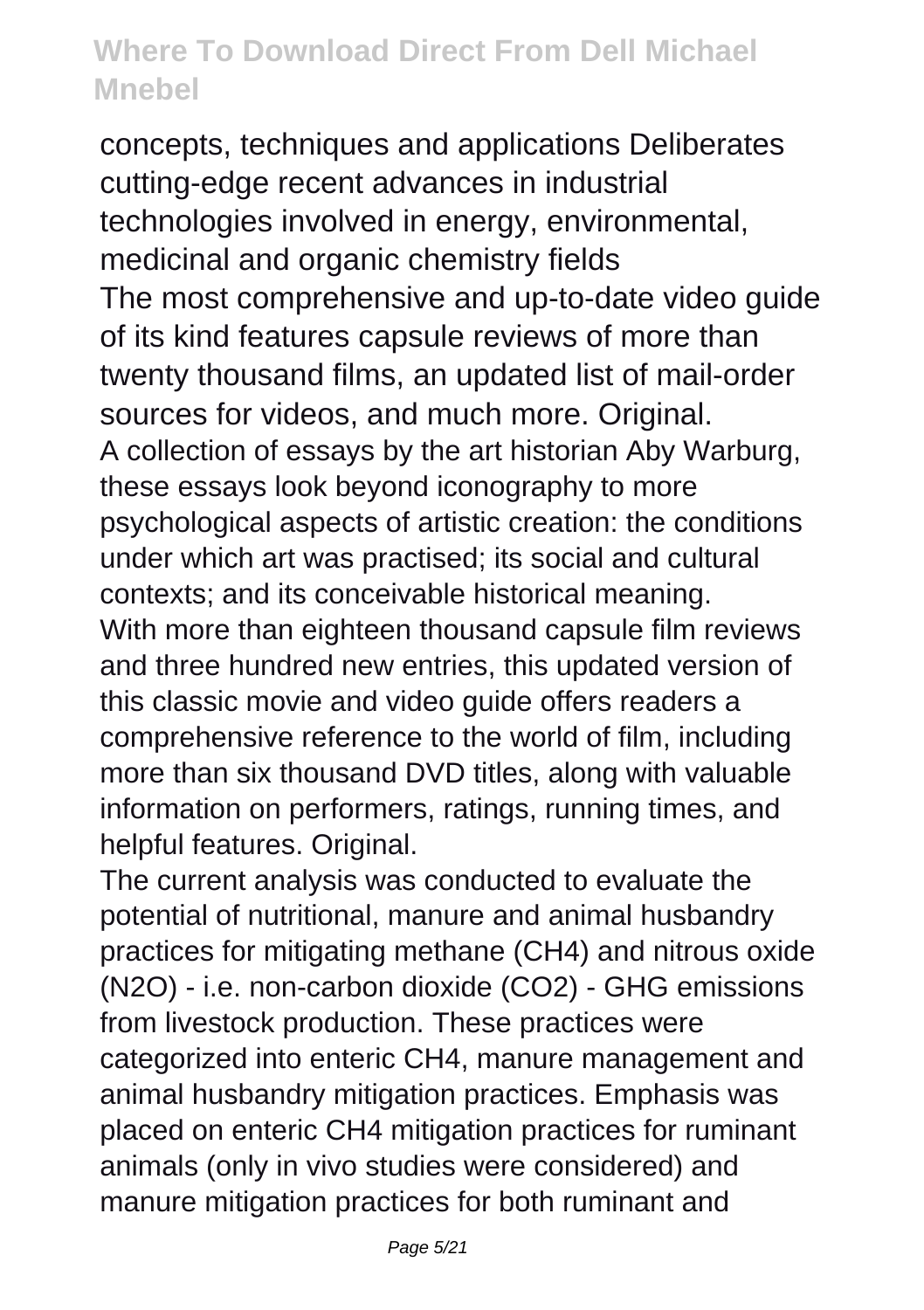concepts, techniques and applications Deliberates cutting-edge recent advances in industrial technologies involved in energy, environmental, medicinal and organic chemistry fields

The most comprehensive and up-to-date video guide of its kind features capsule reviews of more than twenty thousand films, an updated list of mail-order sources for videos, and much more. Original.

A collection of essays by the art historian Aby Warburg, these essays look beyond iconography to more psychological aspects of artistic creation: the conditions under which art was practised; its social and cultural contexts; and its conceivable historical meaning.

With more than eighteen thousand capsule film reviews and three hundred new entries, this updated version of this classic movie and video guide offers readers a comprehensive reference to the world of film, including more than six thousand DVD titles, along with valuable information on performers, ratings, running times, and helpful features. Original.

The current analysis was conducted to evaluate the potential of nutritional, manure and animal husbandry practices for mitigating methane ($CH_4$) and nitrous oxide ($N_2O$) - i.e. non-carbon dioxide ($CO_2$) - GHG emissions from livestock production. These practices were categorized into enteric $CH_4$, manure management and animal husbandry mitigation practices. Emphasis was placed on enteric $CH_4$ mitigation practices for ruminant animals (only in vivo studies were considered) and manure mitigation practices for both ruminant and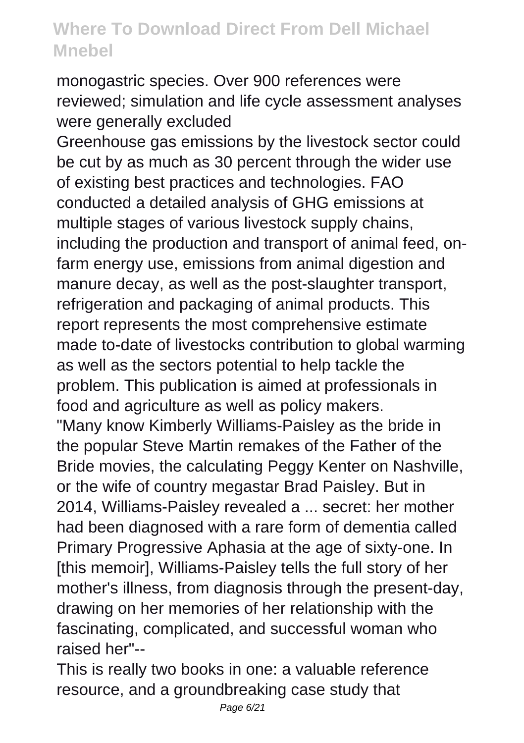monogastric species. Over 900 references were reviewed; simulation and life cycle assessment analyses were generally excluded

Greenhouse gas emissions by the livestock sector could be cut by as much as 30 percent through the wider use of existing best practices and technologies. FAO conducted a detailed analysis of GHG emissions at multiple stages of various livestock supply chains, including the production and transport of animal feed, on-farm energy use, emissions from animal digestion and manure decay, as well as the post-slaughter transport, refrigeration and packaging of animal products. This report represents the most comprehensive estimate made to-date of livestocks contribution to global warming as well as the sectors potential to help tackle the problem. This publication is aimed at professionals in food and agriculture as well as policy makers.

"Many know Kimberly Williams-Paisley as the bride in the popular Steve Martin remakes of the Father of the Bride movies, the calculating Peggy Kenter on Nashville, or the wife of country megastar Brad Paisley. But in 2014, Williams-Paisley revealed a ... secret: her mother had been diagnosed with a rare form of dementia called Primary Progressive Aphasia at the age of sixty-one. In [this memoir], Williams-Paisley tells the full story of her mother's illness, from diagnosis through the present-day, drawing on her memories of her relationship with the fascinating, complicated, and successful woman who raised her"--

This is really two books in one: a valuable reference resource, and a groundbreaking case study that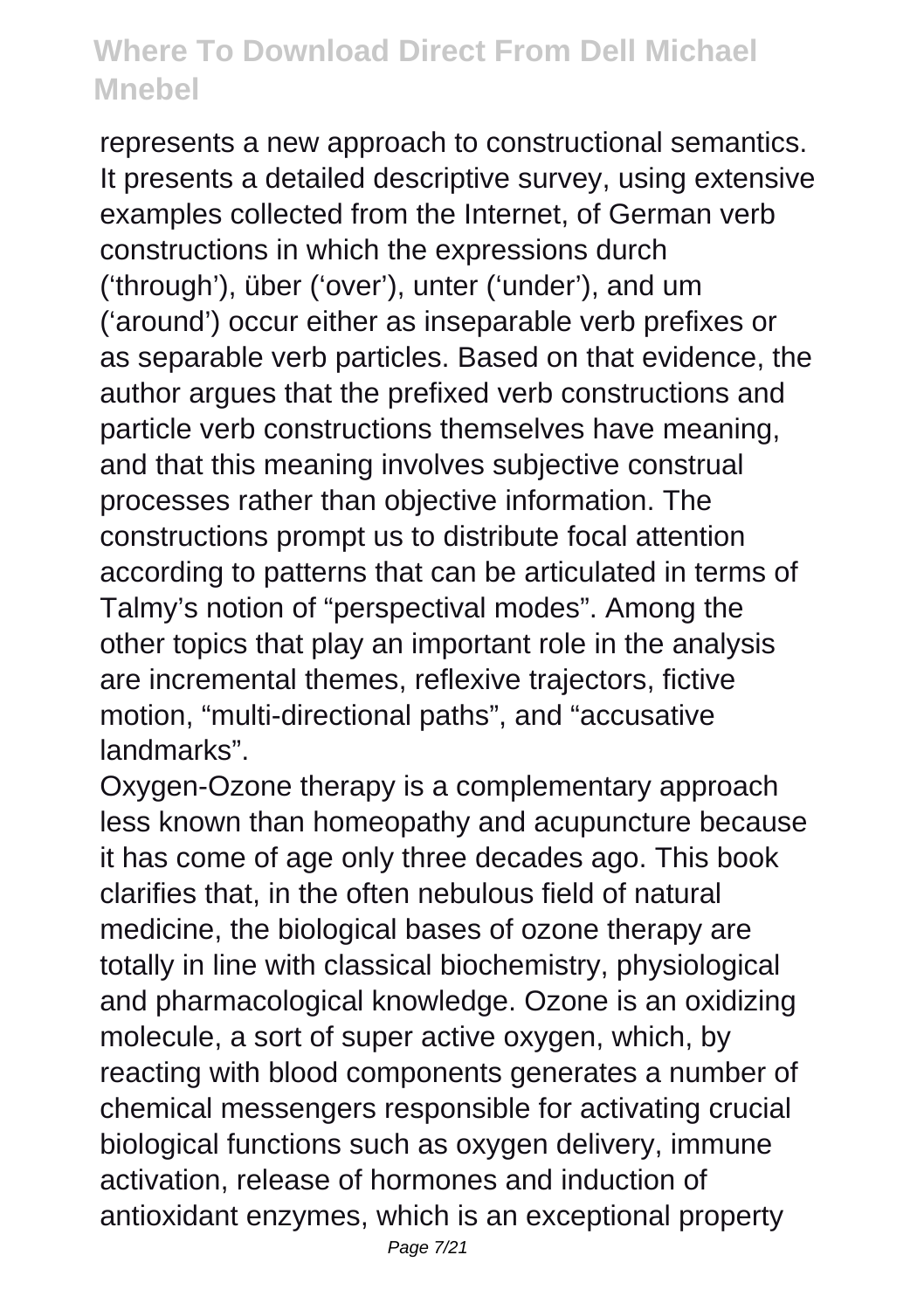represents a new approach to constructional semantics. It presents a detailed descriptive survey, using extensive examples collected from the Internet, of German verb constructions in which the expressions durch ('through'), über ('over'), unter ('under'), and um ('around') occur either as inseparable verb prefixes or as separable verb particles. Based on that evidence, the author argues that the prefixed verb constructions and particle verb constructions themselves have meaning, and that this meaning involves subjective construal processes rather than objective information. The constructions prompt us to distribute focal attention according to patterns that can be articulated in terms of Talmy's notion of "perspectival modes". Among the other topics that play an important role in the analysis are incremental themes, reflexive trajectors, fictive motion, "multi-directional paths", and "accusative landmarks".

Oxygen-Ozone therapy is a complementary approach less known than homeopathy and acupuncture because it has come of age only three decades ago. This book clarifies that, in the often nebulous field of natural medicine, the biological bases of ozone therapy are totally in line with classical biochemistry, physiological and pharmacological knowledge. Ozone is an oxidizing molecule, a sort of super active oxygen, which, by reacting with blood components generates a number of chemical messengers responsible for activating crucial biological functions such as oxygen delivery, immune activation, release of hormones and induction of antioxidant enzymes, which is an exceptional property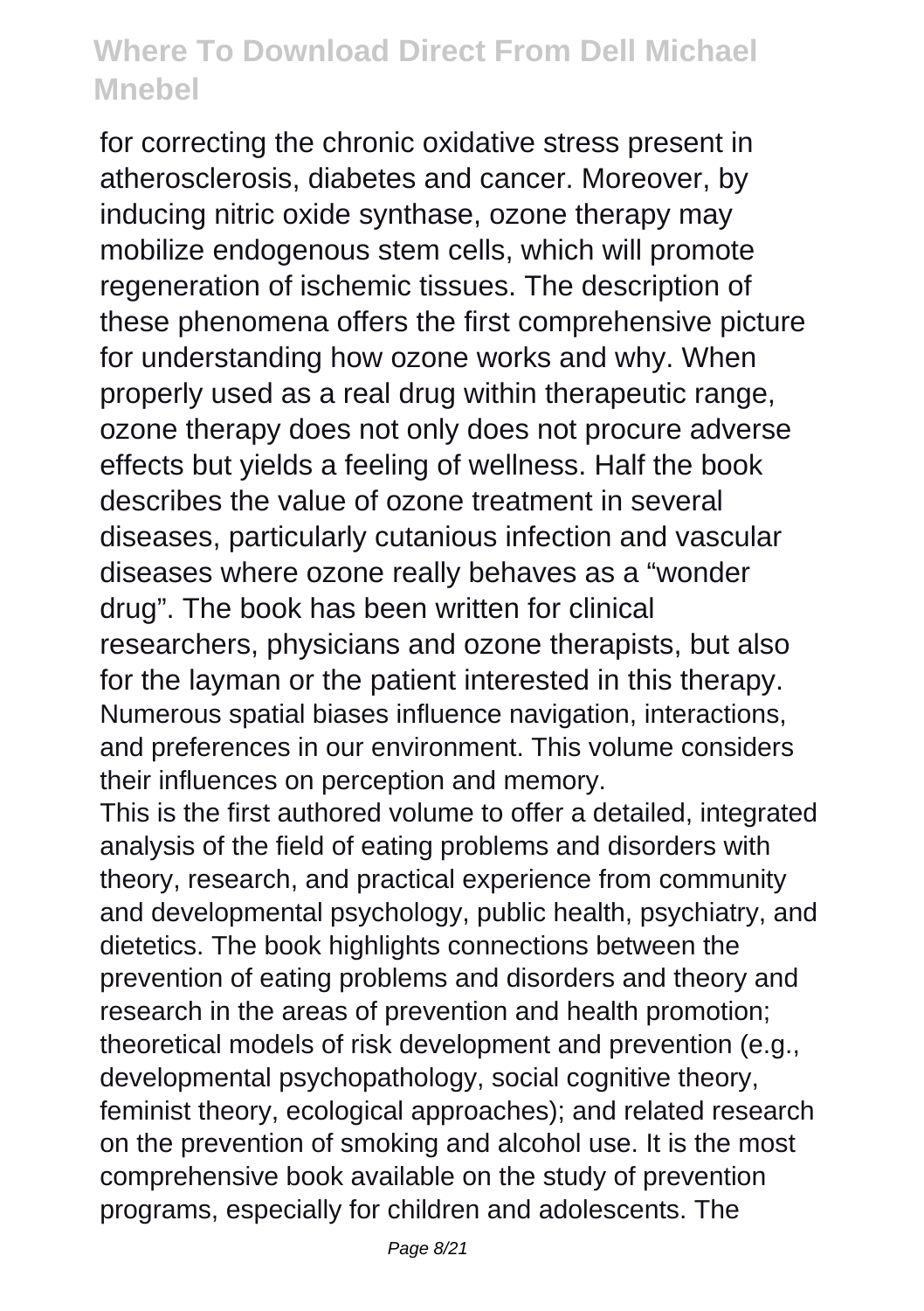for correcting the chronic oxidative stress present in atherosclerosis, diabetes and cancer. Moreover, by inducing nitric oxide synthase, ozone therapy may mobilize endogenous stem cells, which will promote regeneration of ischemic tissues. The description of these phenomena offers the first comprehensive picture for understanding how ozone works and why. When properly used as a real drug within therapeutic range, ozone therapy does not only does not procure adverse effects but yields a feeling of wellness. Half the book describes the value of ozone treatment in several diseases, particularly cutanious infection and vascular diseases where ozone really behaves as a "wonder drug". The book has been written for clinical researchers, physicians and ozone therapists, but also for the layman or the patient interested in this therapy.

Numerous spatial biases influence navigation, interactions, and preferences in our environment. This volume considers their influences on perception and memory.

This is the first authored volume to offer a detailed, integrated analysis of the field of eating problems and disorders with theory, research, and practical experience from community and developmental psychology, public health, psychiatry, and dietetics. The book highlights connections between the prevention of eating problems and disorders and theory and research in the areas of prevention and health promotion; theoretical models of risk development and prevention (e.g., developmental psychopathology, social cognitive theory, feminist theory, ecological approaches); and related research on the prevention of smoking and alcohol use. It is the most comprehensive book available on the study of prevention programs, especially for children and adolescents. The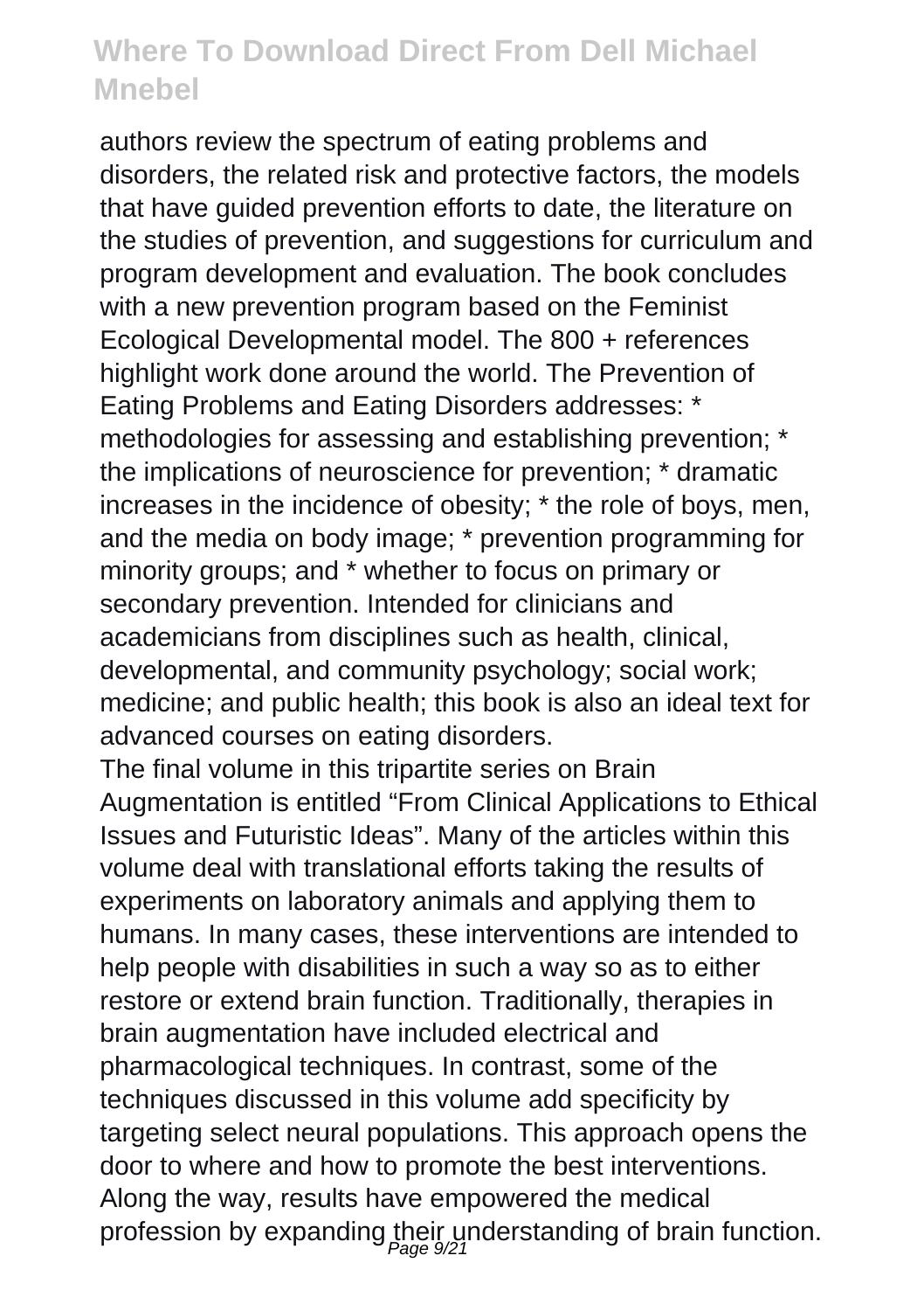authors review the spectrum of eating problems and disorders, the related risk and protective factors, the models that have guided prevention efforts to date, the literature on the studies of prevention, and suggestions for curriculum and program development and evaluation. The book concludes with a new prevention program based on the Feminist Ecological Developmental model. The 800 + references highlight work done around the world. The Prevention of Eating Problems and Eating Disorders addresses: * methodologies for assessing and establishing prevention; * the implications of neuroscience for prevention; * dramatic increases in the incidence of obesity; * the role of boys, men, and the media on body image; * prevention programming for minority groups; and * whether to focus on primary or secondary prevention. Intended for clinicians and academicians from disciplines such as health, clinical, developmental, and community psychology; social work; medicine; and public health; this book is also an ideal text for advanced courses on eating disorders.

The final volume in this tripartite series on Brain Augmentation is entitled "From Clinical Applications to Ethical Issues and Futuristic Ideas". Many of the articles within this volume deal with translational efforts taking the results of experiments on laboratory animals and applying them to humans. In many cases, these interventions are intended to help people with disabilities in such a way so as to either restore or extend brain function. Traditionally, therapies in brain augmentation have included electrical and pharmacological techniques. In contrast, some of the techniques discussed in this volume add specificity by targeting select neural populations. This approach opens the door to where and how to promote the best interventions. Along the way, results have empowered the medical profession by expanding their understanding of brain function.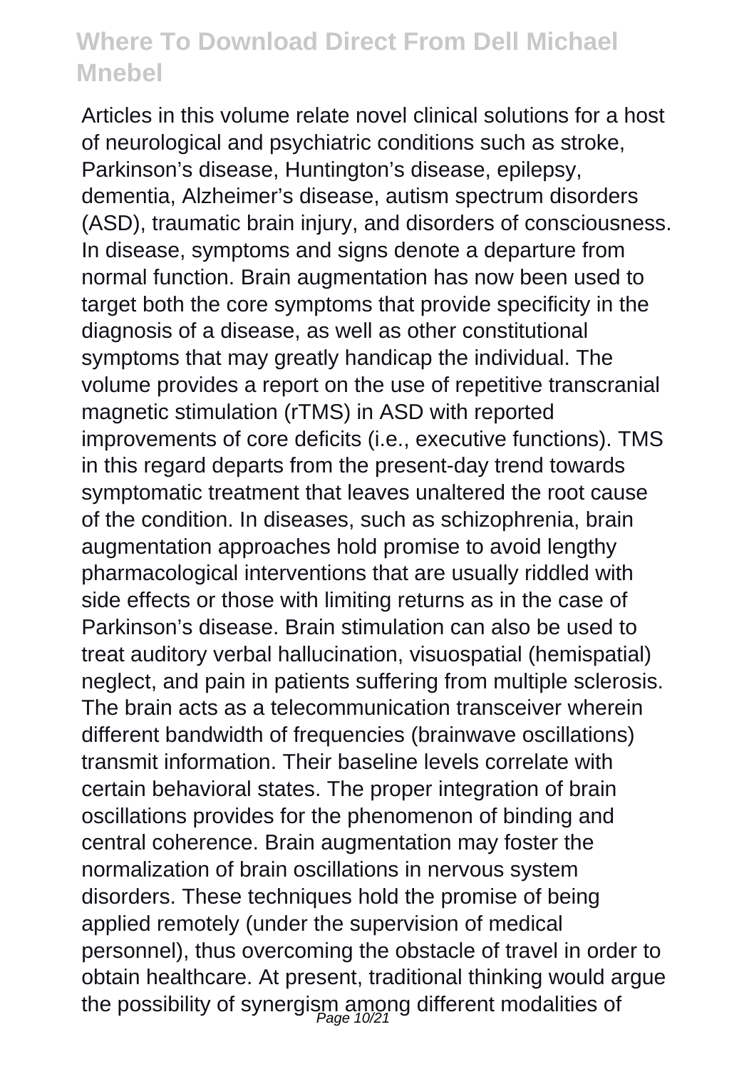Articles in this volume relate novel clinical solutions for a host of neurological and psychiatric conditions such as stroke, Parkinson's disease, Huntington's disease, epilepsy, dementia, Alzheimer's disease, autism spectrum disorders (ASD), traumatic brain injury, and disorders of consciousness. In disease, symptoms and signs denote a departure from normal function. Brain augmentation has now been used to target both the core symptoms that provide specificity in the diagnosis of a disease, as well as other constitutional symptoms that may greatly handicap the individual. The volume provides a report on the use of repetitive transcranial magnetic stimulation (rTMS) in ASD with reported improvements of core deficits (i.e., executive functions). TMS in this regard departs from the present-day trend towards symptomatic treatment that leaves unaltered the root cause of the condition. In diseases, such as schizophrenia, brain augmentation approaches hold promise to avoid lengthy pharmacological interventions that are usually riddled with side effects or those with limiting returns as in the case of Parkinson's disease. Brain stimulation can also be used to treat auditory verbal hallucination, visuospatial (hemispatial) neglect, and pain in patients suffering from multiple sclerosis. The brain acts as a telecommunication transceiver wherein different bandwidth of frequencies (brainwave oscillations) transmit information. Their baseline levels correlate with certain behavioral states. The proper integration of brain oscillations provides for the phenomenon of binding and central coherence. Brain augmentation may foster the normalization of brain oscillations in nervous system disorders. These techniques hold the promise of being applied remotely (under the supervision of medical personnel), thus overcoming the obstacle of travel in order to obtain healthcare. At present, traditional thinking would argue the possibility of synergism among different modalities of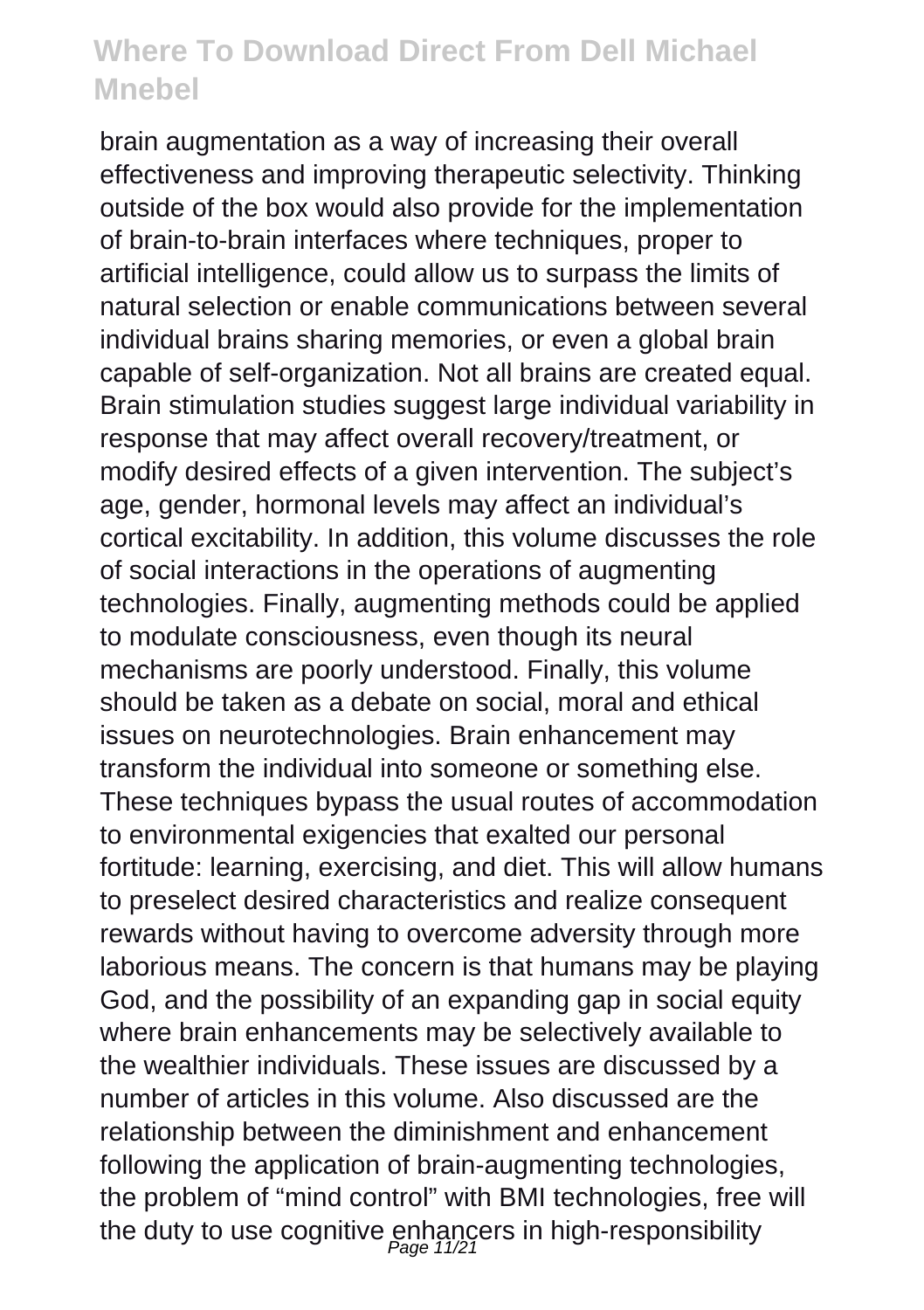brain augmentation as a way of increasing their overall effectiveness and improving therapeutic selectivity. Thinking outside of the box would also provide for the implementation of brain-to-brain interfaces where techniques, proper to artificial intelligence, could allow us to surpass the limits of natural selection or enable communications between several individual brains sharing memories, or even a global brain capable of self-organization. Not all brains are created equal. Brain stimulation studies suggest large individual variability in response that may affect overall recovery/treatment, or modify desired effects of a given intervention. The subject's age, gender, hormonal levels may affect an individual's cortical excitability. In addition, this volume discusses the role of social interactions in the operations of augmenting technologies. Finally, augmenting methods could be applied to modulate consciousness, even though its neural mechanisms are poorly understood. Finally, this volume should be taken as a debate on social, moral and ethical issues on neurotechnologies. Brain enhancement may transform the individual into someone or something else. These techniques bypass the usual routes of accommodation to environmental exigencies that exalted our personal fortitude: learning, exercising, and diet. This will allow humans to preselect desired characteristics and realize consequent rewards without having to overcome adversity through more laborious means. The concern is that humans may be playing God, and the possibility of an expanding gap in social equity where brain enhancements may be selectively available to the wealthier individuals. These issues are discussed by a number of articles in this volume. Also discussed are the relationship between the diminishment and enhancement following the application of brain-augmenting technologies, the problem of "mind control" with BMI technologies, free will the duty to use cognitive enhancers in high-responsibility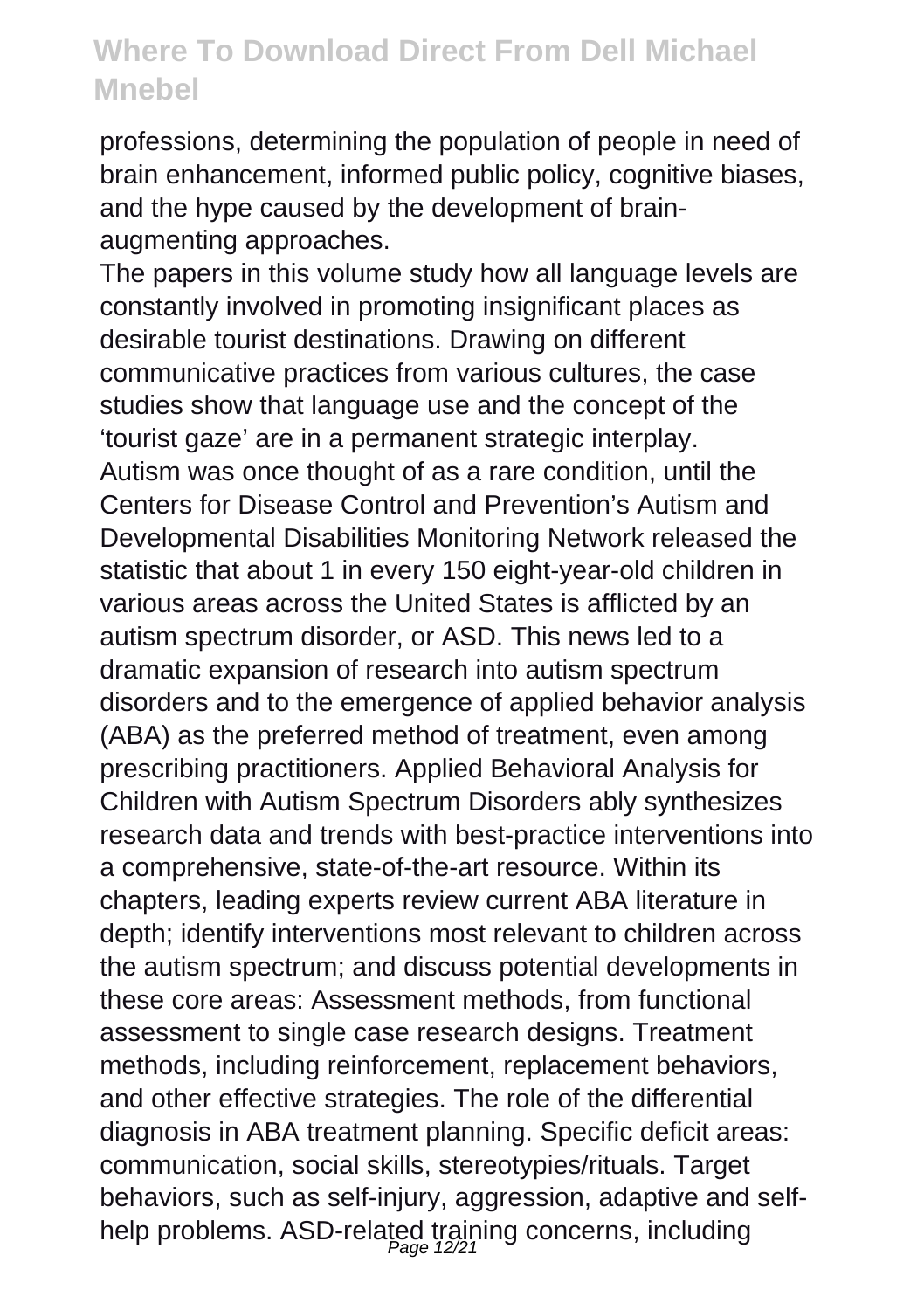professions, determining the population of people in need of brain enhancement, informed public policy, cognitive biases, and the hype caused by the development of brain-augmenting approaches.

The papers in this volume study how all language levels are constantly involved in promoting insignificant places as desirable tourist destinations. Drawing on different communicative practices from various cultures, the case studies show that language use and the concept of the 'tourist gaze' are in a permanent strategic interplay.

Autism was once thought of as a rare condition, until the Centers for Disease Control and Prevention's Autism and Developmental Disabilities Monitoring Network released the statistic that about 1 in every 150 eight-year-old children in various areas across the United States is afflicted by an autism spectrum disorder, or ASD. This news led to a dramatic expansion of research into autism spectrum disorders and to the emergence of applied behavior analysis (ABA) as the preferred method of treatment, even among prescribing practitioners. Applied Behavioral Analysis for Children with Autism Spectrum Disorders ably synthesizes research data and trends with best-practice interventions into a comprehensive, state-of-the-art resource. Within its chapters, leading experts review current ABA literature in depth; identify interventions most relevant to children across the autism spectrum; and discuss potential developments in these core areas: Assessment methods, from functional assessment to single case research designs. Treatment methods, including reinforcement, replacement behaviors, and other effective strategies. The role of the differential diagnosis in ABA treatment planning. Specific deficit areas: communication, social skills, stereotypies/rituals. Target behaviors, such as self-injury, aggression, adaptive and self-help problems. ASD-related training concerns, including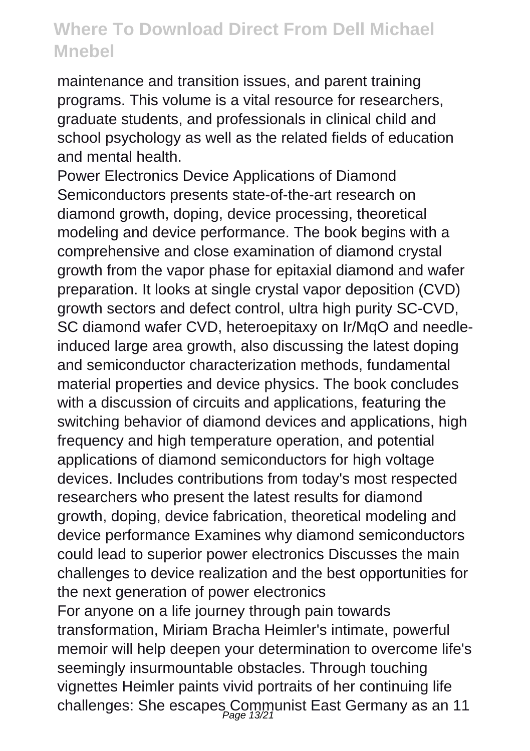maintenance and transition issues, and parent training programs. This volume is a vital resource for researchers, graduate students, and professionals in clinical child and school psychology as well as the related fields of education and mental health.

Power Electronics Device Applications of Diamond Semiconductors presents state-of-the-art research on diamond growth, doping, device processing, theoretical modeling and device performance. The book begins with a comprehensive and close examination of diamond crystal growth from the vapor phase for epitaxial diamond and wafer preparation. It looks at single crystal vapor deposition (CVD) growth sectors and defect control, ultra high purity SC-CVD, SC diamond wafer CVD, heteroepitaxy on Ir/MqO and needle-induced large area growth, also discussing the latest doping and semiconductor characterization methods, fundamental material properties and device physics. The book concludes with a discussion of circuits and applications, featuring the switching behavior of diamond devices and applications, high frequency and high temperature operation, and potential applications of diamond semiconductors for high voltage devices. Includes contributions from today's most respected researchers who present the latest results for diamond growth, doping, device fabrication, theoretical modeling and device performance Examines why diamond semiconductors could lead to superior power electronics Discusses the main challenges to device realization and the best opportunities for the next generation of power electronics

For anyone on a life journey through pain towards transformation, Miriam Bracha Heimler's intimate, powerful memoir will help deepen your determination to overcome life's seemingly insurmountable obstacles. Through touching vignettes Heimler paints vivid portraits of her continuing life challenges: She escapes Communist East Germany as an 11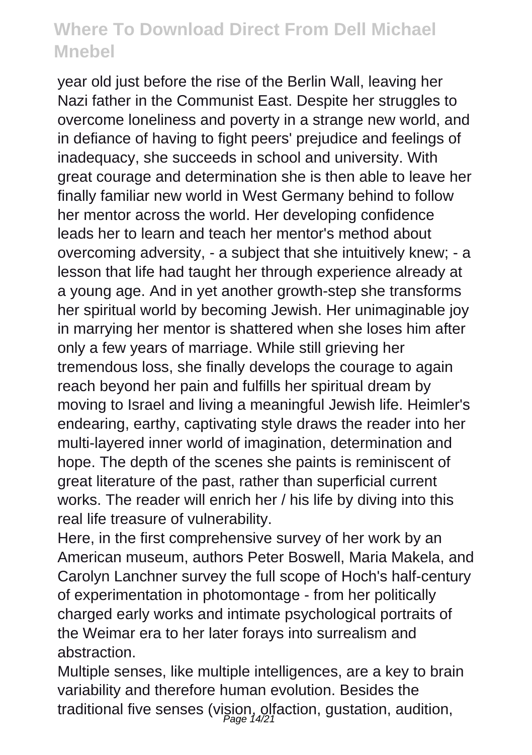year old just before the rise of the Berlin Wall, leaving her Nazi father in the Communist East. Despite her struggles to overcome loneliness and poverty in a strange new world, and in defiance of having to fight peers' prejudice and feelings of inadequacy, she succeeds in school and university. With great courage and determination she is then able to leave her finally familiar new world in West Germany behind to follow her mentor across the world. Her developing confidence leads her to learn and teach her mentor's method about overcoming adversity, - a subject that she intuitively knew; - a lesson that life had taught her through experience already at a young age. And in yet another growth-step she transforms her spiritual world by becoming Jewish. Her unimaginable joy in marrying her mentor is shattered when she loses him after only a few years of marriage. While still grieving her tremendous loss, she finally develops the courage to again reach beyond her pain and fulfills her spiritual dream by moving to Israel and living a meaningful Jewish life. Heimler's endearing, earthy, captivating style draws the reader into her multi-layered inner world of imagination, determination and hope. The depth of the scenes she paints is reminiscent of great literature of the past, rather than superficial current works. The reader will enrich her / his life by diving into this real life treasure of vulnerability.

Here, in the first comprehensive survey of her work by an American museum, authors Peter Boswell, Maria Makela, and Carolyn Lanchner survey the full scope of Hoch's half-century of experimentation in photomontage - from her politically charged early works and intimate psychological portraits of the Weimar era to her later forays into surrealism and abstraction.

Multiple senses, like multiple intelligences, are a key to brain variability and therefore human evolution. Besides the traditional five senses (vision, olfaction, gustation, audition,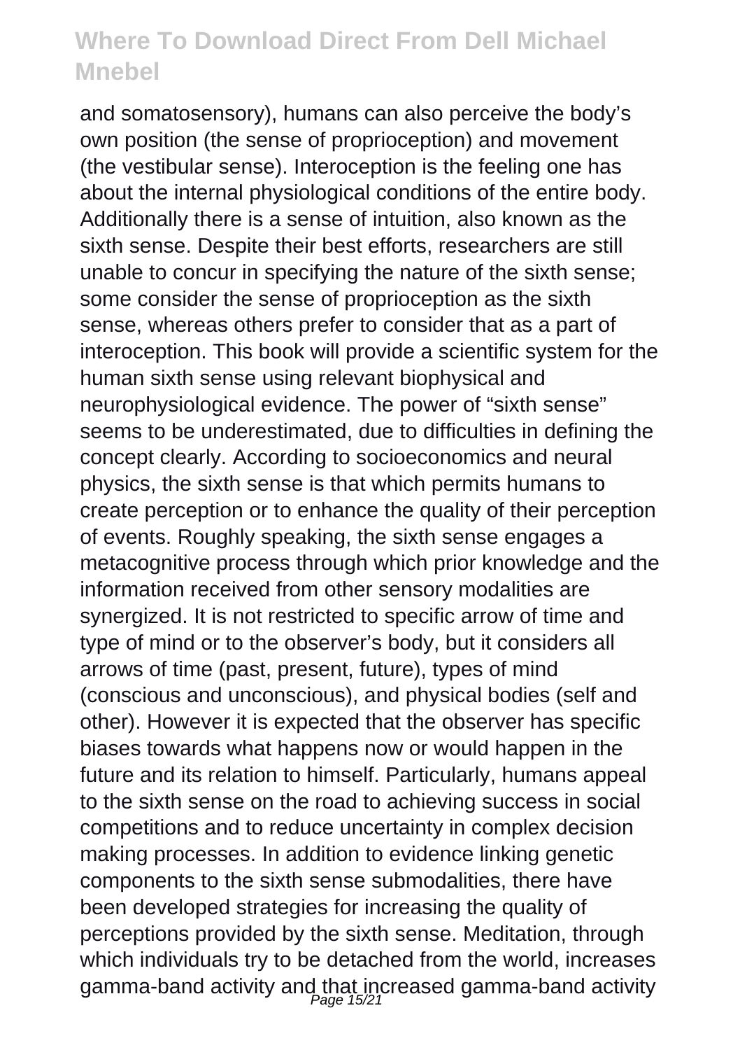and somatosensory), humans can also perceive the body's own position (the sense of proprioception) and movement (the vestibular sense). Interoception is the feeling one has about the internal physiological conditions of the entire body. Additionally there is a sense of intuition, also known as the sixth sense. Despite their best efforts, researchers are still unable to concur in specifying the nature of the sixth sense; some consider the sense of proprioception as the sixth sense, whereas others prefer to consider that as a part of interoception. This book will provide a scientific system for the human sixth sense using relevant biophysical and neurophysiological evidence. The power of "sixth sense" seems to be underestimated, due to difficulties in defining the concept clearly. According to socioeconomics and neural physics, the sixth sense is that which permits humans to create perception or to enhance the quality of their perception of events. Roughly speaking, the sixth sense engages a metacognitive process through which prior knowledge and the information received from other sensory modalities are synergized. It is not restricted to specific arrow of time and type of mind or to the observer's body, but it considers all arrows of time (past, present, future), types of mind (conscious and unconscious), and physical bodies (self and other). However it is expected that the observer has specific biases towards what happens now or would happen in the future and its relation to himself. Particularly, humans appeal to the sixth sense on the road to achieving success in social competitions and to reduce uncertainty in complex decision making processes. In addition to evidence linking genetic components to the sixth sense submodalities, there have been developed strategies for increasing the quality of perceptions provided by the sixth sense. Meditation, through which individuals try to be detached from the world, increases gamma-band activity and that increased gamma-band activity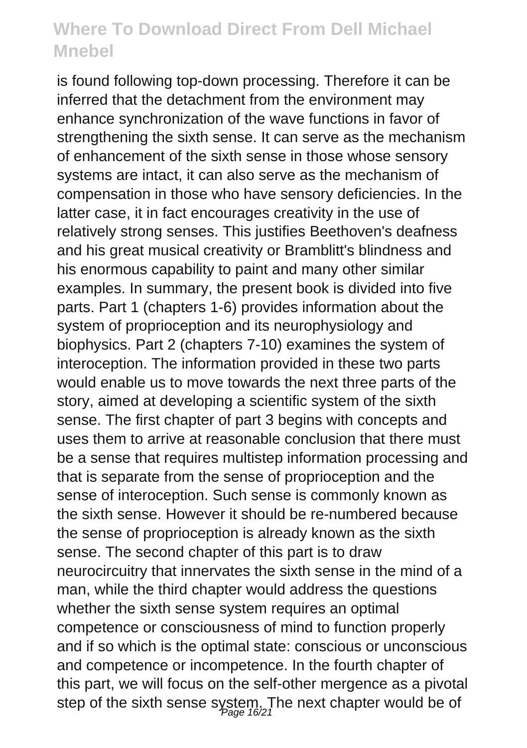is found following top-down processing. Therefore it can be inferred that the detachment from the environment may enhance synchronization of the wave functions in favor of strengthening the sixth sense. It can serve as the mechanism of enhancement of the sixth sense in those whose sensory systems are intact, it can also serve as the mechanism of compensation in those who have sensory deficiencies. In the latter case, it in fact encourages creativity in the use of relatively strong senses. This justifies Beethoven's deafness and his great musical creativity or Bramblitt's blindness and his enormous capability to paint and many other similar examples. In summary, the present book is divided into five parts. Part 1 (chapters 1-6) provides information about the system of proprioception and its neurophysiology and biophysics. Part 2 (chapters 7-10) examines the system of interoception. The information provided in these two parts would enable us to move towards the next three parts of the story, aimed at developing a scientific system of the sixth sense. The first chapter of part 3 begins with concepts and uses them to arrive at reasonable conclusion that there must be a sense that requires multistep information processing and that is separate from the sense of proprioception and the sense of interoception. Such sense is commonly known as the sixth sense. However it should be re-numbered because the sense of proprioception is already known as the sixth sense. The second chapter of this part is to draw neurocircuitry that innervates the sixth sense in the mind of a man, while the third chapter would address the questions whether the sixth sense system requires an optimal competence or consciousness of mind to function properly and if so which is the optimal state: conscious or unconscious and competence or incompetence. In the fourth chapter of this part, we will focus on the self-other mergence as a pivotal step of the sixth sense system. The next chapter would be of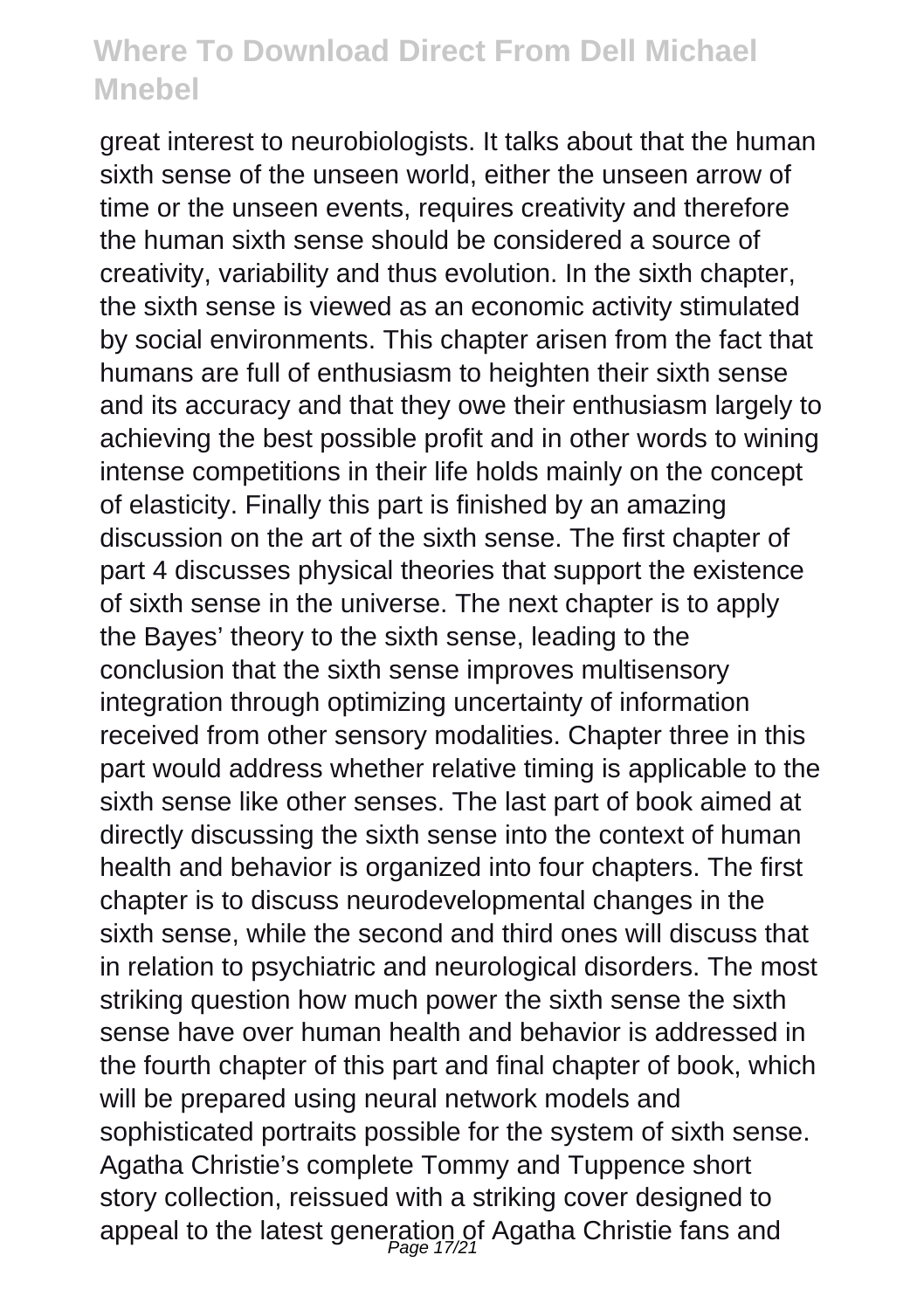great interest to neurobiologists. It talks about that the human sixth sense of the unseen world, either the unseen arrow of time or the unseen events, requires creativity and therefore the human sixth sense should be considered a source of creativity, variability and thus evolution. In the sixth chapter, the sixth sense is viewed as an economic activity stimulated by social environments. This chapter arisen from the fact that humans are full of enthusiasm to heighten their sixth sense and its accuracy and that they owe their enthusiasm largely to achieving the best possible profit and in other words to wining intense competitions in their life holds mainly on the concept of elasticity. Finally this part is finished by an amazing discussion on the art of the sixth sense. The first chapter of part 4 discusses physical theories that support the existence of sixth sense in the universe. The next chapter is to apply the Bayes' theory to the sixth sense, leading to the conclusion that the sixth sense improves multisensory integration through optimizing uncertainty of information received from other sensory modalities. Chapter three in this part would address whether relative timing is applicable to the sixth sense like other senses. The last part of book aimed at directly discussing the sixth sense into the context of human health and behavior is organized into four chapters. The first chapter is to discuss neurodevelopmental changes in the sixth sense, while the second and third ones will discuss that in relation to psychiatric and neurological disorders. The most striking question how much power the sixth sense the sixth sense have over human health and behavior is addressed in the fourth chapter of this part and final chapter of book, which will be prepared using neural network models and sophisticated portraits possible for the system of sixth sense. Agatha Christie's complete Tommy and Tuppence short story collection, reissued with a striking cover designed to appeal to the latest generation of Agatha Christie fans and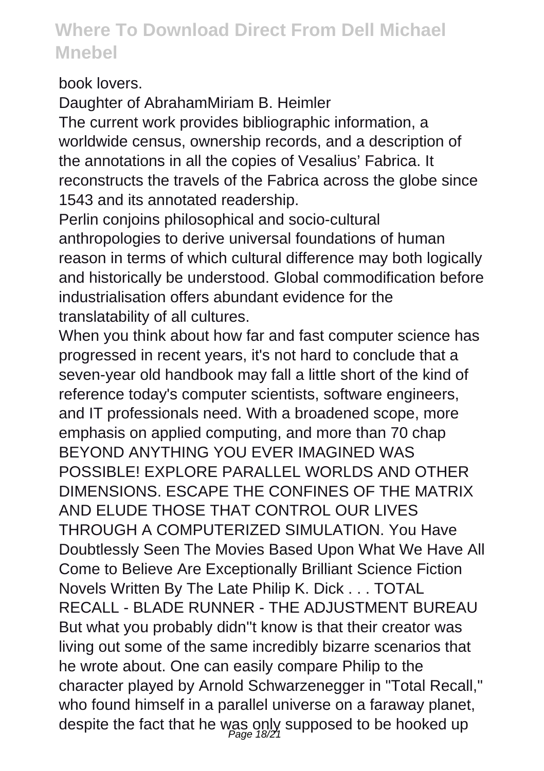book lovers.

Daughter of AbrahamMiriam B. Heimler

The current work provides bibliographic information, a worldwide census, ownership records, and a description of the annotations in all the copies of Vesalius' Fabrica. It reconstructs the travels of the Fabrica across the globe since 1543 and its annotated readership.

Perlin conjoins philosophical and socio-cultural anthropologies to derive universal foundations of human reason in terms of which cultural difference may both logically and historically be understood. Global commodification before industrialisation offers abundant evidence for the translatability of all cultures.

When you think about how far and fast computer science has progressed in recent years, it's not hard to conclude that a seven-year old handbook may fall a little short of the kind of reference today's computer scientists, software engineers, and IT professionals need. With a broadened scope, more emphasis on applied computing, and more than 70 chap BEYOND ANYTHING YOU EVER IMAGINED WAS POSSIBLE! EXPLORE PARALLEL WORLDS AND OTHER DIMENSIONS. ESCAPE THE CONFINES OF THE MATRIX AND ELUDE THOSE THAT CONTROL OUR LIVES THROUGH A COMPUTERIZED SIMULATION. You Have Doubtlessly Seen The Movies Based Upon What We Have All Come to Believe Are Exceptionally Brilliant Science Fiction Novels Written By The Late Philip K. Dick . . . TOTAL RECALL - BLADE RUNNER - THE ADJUSTMENT BUREAU But what you probably didn''t know is that their creator was living out some of the same incredibly bizarre scenarios that he wrote about. One can easily compare Philip to the character played by Arnold Schwarzenegger in ''Total Recall,'' who found himself in a parallel universe on a faraway planet, despite the fact that he was only supposed to be hooked up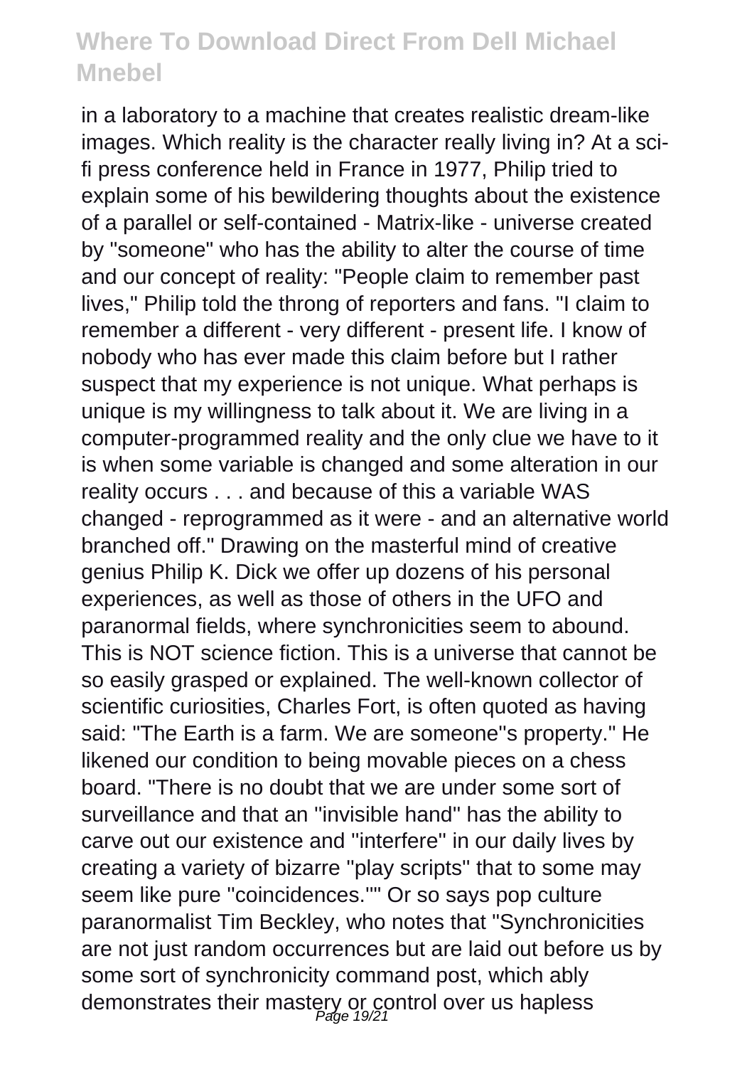in a laboratory to a machine that creates realistic dream-like images. Which reality is the character really living in? At a sci-fi press conference held in France in 1977, Philip tried to explain some of his bewildering thoughts about the existence of a parallel or self-contained - Matrix-like - universe created by "someone" who has the ability to alter the course of time and our concept of reality: "People claim to remember past lives," Philip told the throng of reporters and fans. "I claim to remember a different - very different - present life. I know of nobody who has ever made this claim before but I rather suspect that my experience is not unique. What perhaps is unique is my willingness to talk about it. We are living in a computer-programmed reality and the only clue we have to it is when some variable is changed and some alteration in our reality occurs . . . and because of this a variable WAS changed - reprogrammed as it were - and an alternative world branched off." Drawing on the masterful mind of creative genius Philip K. Dick we offer up dozens of his personal experiences, as well as those of others in the UFO and paranormal fields, where synchronicities seem to abound. This is NOT science fiction. This is a universe that cannot be so easily grasped or explained. The well-known collector of scientific curiosities, Charles Fort, is often quoted as having said: "The Earth is a farm. We are someone''s property." He likened our condition to being movable pieces on a chess board. "There is no doubt that we are under some sort of surveillance and that an ''invisible hand'' has the ability to carve out our existence and ''interfere'' in our daily lives by creating a variety of bizarre ''play scripts'' that to some may seem like pure ''coincidences.''" Or so says pop culture paranormalist Tim Beckley, who notes that "Synchronicities are not just random occurrences but are laid out before us by some sort of synchronicity command post, which ably demonstrates their mastery or control over us hapless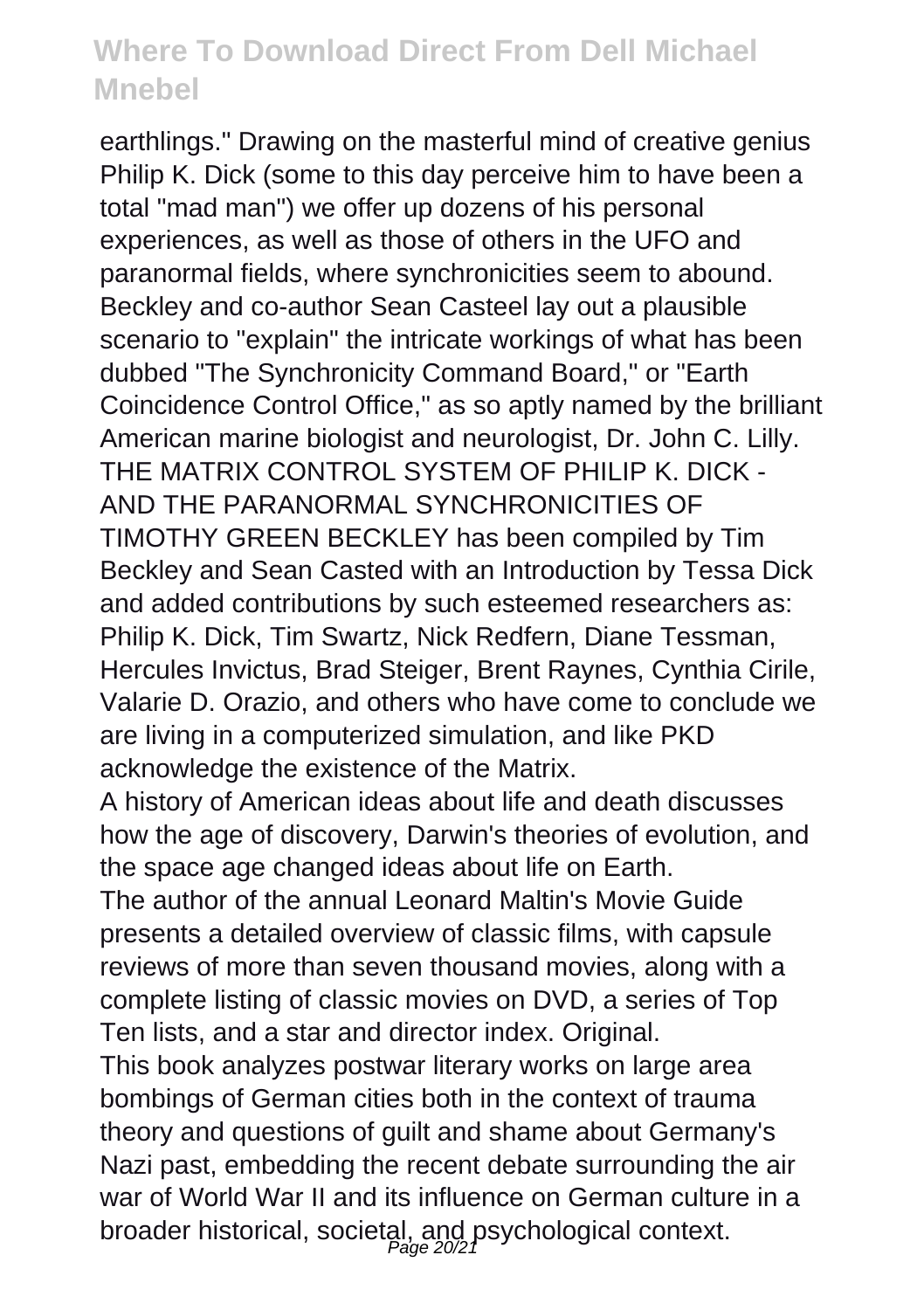earthlings." Drawing on the masterful mind of creative genius Philip K. Dick (some to this day perceive him to have been a total "mad man") we offer up dozens of his personal experiences, as well as those of others in the UFO and paranormal fields, where synchronicities seem to abound. Beckley and co-author Sean Casteel lay out a plausible scenario to "explain" the intricate workings of what has been dubbed "The Synchronicity Command Board," or "Earth Coincidence Control Office," as so aptly named by the brilliant American marine biologist and neurologist, Dr. John C. Lilly. THE MATRIX CONTROL SYSTEM OF PHILIP K. DICK - AND THE PARANORMAL SYNCHRONICITIES OF TIMOTHY GREEN BECKLEY has been compiled by Tim Beckley and Sean Casted with an Introduction by Tessa Dick and added contributions by such esteemed researchers as: Philip K. Dick, Tim Swartz, Nick Redfern, Diane Tessman, Hercules Invictus, Brad Steiger, Brent Raynes, Cynthia Cirile, Valarie D. Orazio, and others who have come to conclude we are living in a computerized simulation, and like PKD acknowledge the existence of the Matrix.

A history of American ideas about life and death discusses how the age of discovery, Darwin's theories of evolution, and the space age changed ideas about life on Earth.

The author of the annual Leonard Maltin's Movie Guide presents a detailed overview of classic films, with capsule reviews of more than seven thousand movies, along with a complete listing of classic movies on DVD, a series of Top Ten lists, and a star and director index. Original.

This book analyzes postwar literary works on large area bombings of German cities both in the context of trauma theory and questions of guilt and shame about Germany's Nazi past, embedding the recent debate surrounding the air war of World War II and its influence on German culture in a broader historical, societal, and psychological context.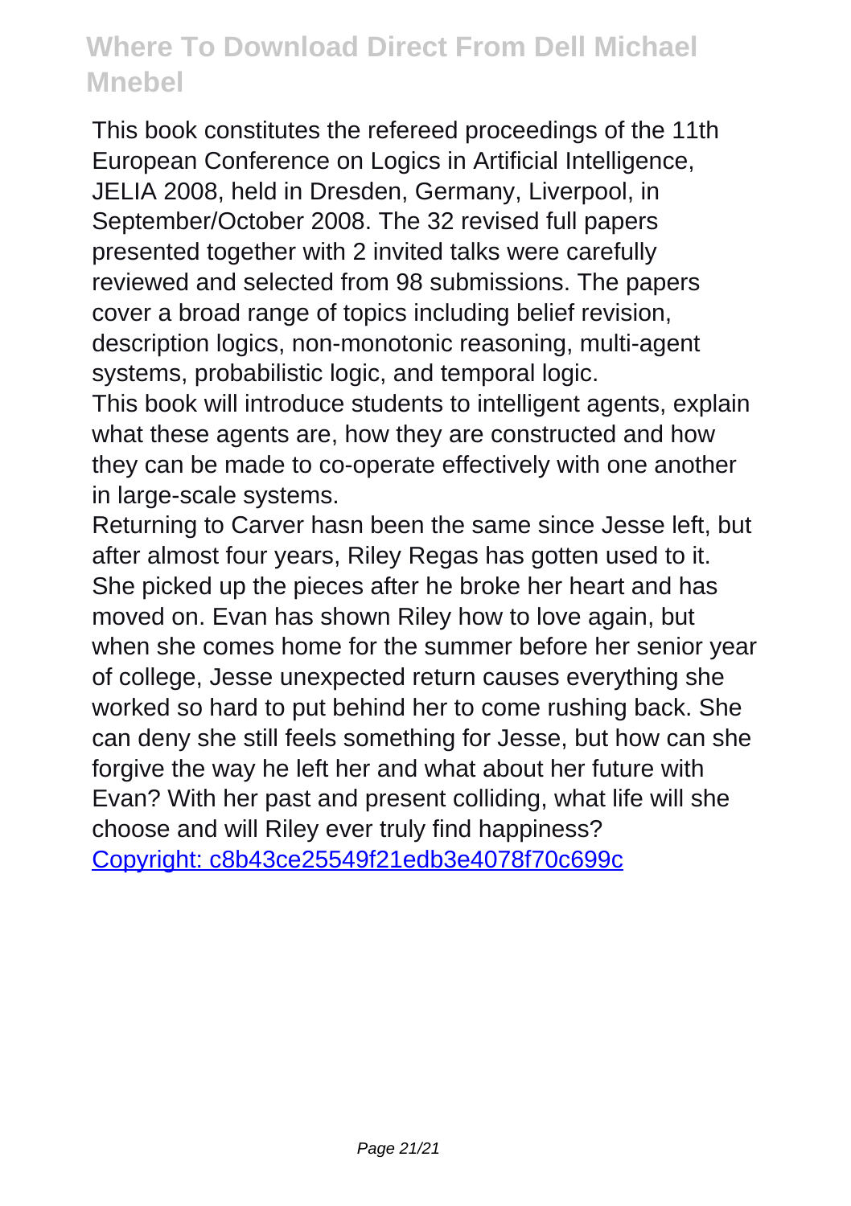This book constitutes the refereed proceedings of the 11th European Conference on Logics in Artificial Intelligence, JELIA 2008, held in Dresden, Germany, Liverpool, in September/October 2008. The 32 revised full papers presented together with 2 invited talks were carefully reviewed and selected from 98 submissions. The papers cover a broad range of topics including belief revision, description logics, non-monotonic reasoning, multi-agent systems, probabilistic logic, and temporal logic.

This book will introduce students to intelligent agents, explain what these agents are, how they are constructed and how they can be made to co-operate effectively with one another in large-scale systems.

Returning to Carver hasn been the same since Jesse left, but after almost four years, Riley Regas has gotten used to it. She picked up the pieces after he broke her heart and has moved on. Evan has shown Riley how to love again, but when she comes home for the summer before her senior year of college, Jesse unexpected return causes everything she worked so hard to put behind her to come rushing back. She can deny she still feels something for Jesse, but how can she forgive the way he left her and what about her future with Evan? With her past and present colliding, what life will she choose and will Riley ever truly find happiness?

Copyright: c8b43ce25549f21edb3e4078f70c699c